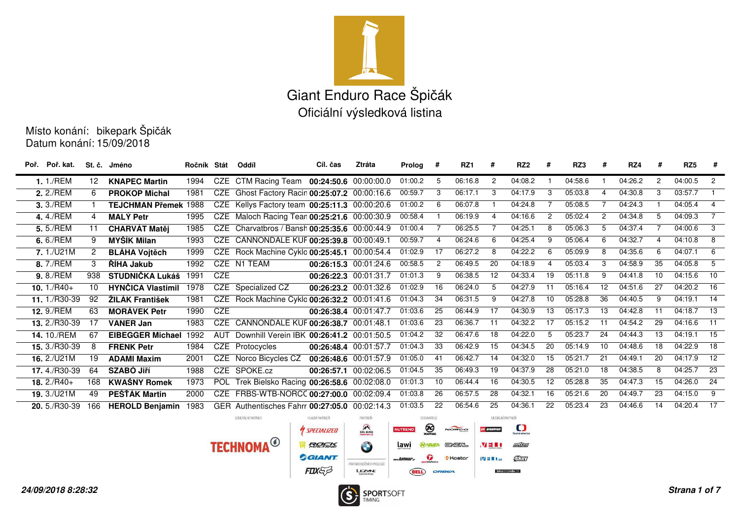# Giant Enduro Race Špičák

## Oficiální výsledková listina

Místo konání: bikepark Špičák
Datum konání: 15/09/2018

| Poř. | Poř. kat. | St. č. | Jméno | Ročník | Stát | Oddíl | Cíl. čas | Ztráta | Prolog | # | RZ1 | # | RZ2 | # | RZ3 | # | RZ4 | # | RZ5 | # |
|---|---|---|---|---|---|---|---|---|---|---|---|---|---|---|---|---|---|---|---|---|
| **1.** | 1./REM | 12 | **KNAPEC Martin** | 1994 | CZE | CTM Racing Team | **00:24:50.6** | 00:00:00.0 | 01:00.2 | 5 | 06:16.8 | 2 | 04:08.2 | 1 | 04:58.6 | 1 | 04:26.2 | 2 | 04:00.5 | 2 |
| **2.** | 2./REM | 6 | **PROKOP Michal** | 1981 | CZE | Ghost Factory Racin | **00:25:07.2** | 00:00:16.6 | 00:59.7 | 3 | 06:17.1 | 3 | 04:17.9 | 3 | 05:03.8 | 4 | 04:30.8 | 3 | 03:57.7 | 1 |
| **3.** | 3./REM | 1 | **TEJCHMAN Přemek** | 1988 | CZE | Kellys Factory team | **00:25:11.3** | 00:00:20.6 | 01:00.2 | 6 | 06:07.8 | 1 | 04:24.8 | 7 | 05:08.5 | 7 | 04:24.3 | 1 | 04:05.4 | 4 |
| **4.** | 4./REM | 4 | **MALÝ Petr** | 1995 | CZE | Maloch Racing Tean | **00:25:21.6** | 00:00:30.9 | 00:58.4 | 1 | 06:19.9 | 4 | 04:16.6 | 2 | 05:02.4 | 2 | 04:34.8 | 5 | 04:09.3 | 7 |
| **5.** | 5./REM | 11 | **CHARVÁT Matěj** | 1985 | CZE | Charvatbros / Bansh | **00:25:35.6** | 00:00:44.9 | 01:00.4 | 7 | 06:25.5 | 7 | 04:25.1 | 8 | 05:06.3 | 5 | 04:37.4 | 7 | 04:00.6 | 3 |
| **6.** | 6./REM | 9 | **MYŠÍK Milan** | 1993 | CZE | CANNONDALE KUF | **00:25:39.8** | 00:00:49.1 | 00:59.7 | 4 | 06:24.6 | 6 | 04:25.4 | 9 | 05:06.4 | 6 | 04:32.7 | 4 | 04:10.8 | 8 |
| **7.** | 1./U21M | 2 | **BLÁHA Vojtěch** | 1999 | CZE | Rock Machine Cyklo | **00:25:45.1** | 00:00:54.4 | 01:02.9 | 17 | 06:27.2 | 8 | 04:22.2 | 6 | 05:09.9 | 8 | 04:35.6 | 6 | 04:07.1 | 6 |
| **8.** | 7./REM | 3 | **ŘÍHA Jakub** | 1992 | CZE | N1 TEAM | **00:26:15.3** | 00:01:24.6 | 00:58.5 | 2 | 06:49.5 | 20 | 04:18.9 | 4 | 05:03.4 | 3 | 04:58.9 | 35 | 04:05.8 | 5 |
| **9.** | 8./REM | 938 | **STUDNIČKA Lukáš** | 1991 | CZE | | **00:26:22.3** | 00:01:31.7 | 01:01.3 | 9 | 06:38.5 | 12 | 04:33.4 | 19 | 05:11.8 | 9 | 04:41.8 | 10 | 04:15.6 | 10 |
| **10.** | 1./R40+ | 10 | **HYNČICA Vlastimil** | 1978 | CZE | Specialized CZ | **00:26:23.2** | 00:01:32.6 | 01:02.9 | 16 | 06:24.0 | 5 | 04:27.9 | 11 | 05:16.4 | 12 | 04:51.6 | 27 | 04:20.2 | 16 |
| **11.** | 1./R30-39 | 92 | **ŽILÁK František** | 1981 | CZE | Rock Machine Cyklo | **00:26:32.2** | 00:01:41.6 | 01:04.3 | 34 | 06:31.5 | 9 | 04:27.8 | 10 | 05:28.8 | 36 | 04:40.5 | 9 | 04:19.1 | 14 |
| **12.** | 9./REM | 63 | **MORÁVEK Petr** | 1990 | CZE | | **00:26:38.4** | 00:01:47.7 | 01:03.6 | 25 | 06:44.9 | 17 | 04:30.9 | 13 | 05:17.3 | 13 | 04:42.8 | 11 | 04:18.7 | 13 |
| **13.** | 2./R30-39 | 17 | **VANER Jan** | 1983 | CZE | CANNONDALE KUF | **00:26:38.7** | 00:01:48.1 | 01:03.6 | 23 | 06:36.7 | 11 | 04:32.2 | 17 | 05:15.2 | 11 | 04:54.2 | 29 | 04:16.6 | 11 |
| **14.** | 10./REM | 67 | **EIBEGGER Michael** | 1992 | AUT | Downhill Verein IBK | **00:26:41.2** | 00:01:50.5 | 01:04.2 | 32 | 06:47.6 | 18 | 04:22.0 | 5 | 05:23.7 | 24 | 04:44.3 | 13 | 04:19.1 | 15 |
| **15.** | 3./R30-39 | 8 | **FRENK Petr** | 1984 | CZE | Protocycles | **00:26:48.4** | 00:01:57.7 | 01:04.3 | 33 | 06:42.9 | 15 | 04:34.5 | 20 | 05:14.9 | 10 | 04:48.6 | 18 | 04:22.9 | 18 |
| **16.** | 2./U21M | 19 | **ADAMI Maxim** | 2001 | CZE | Norco Bicycles CZ | **00:26:48.6** | 00:01:57.9 | 01:05.0 | 41 | 06:42.7 | 14 | 04:32.0 | 15 | 05:21.7 | 21 | 04:49.1 | 20 | 04:17.9 | 12 |
| **17.** | 4./R30-39 | 64 | **SZABÓ Jiří** | 1988 | CZE | SPOKE.cz | **00:26:57.1** | 00:02:06.5 | 01:04.5 | 35 | 06:49.3 | 19 | 04:37.9 | 28 | 05:21.0 | 18 | 04:38.5 | 8 | 04:25.7 | 23 |
| **18.** | 2./R40+ | 168 | **KWAŚNY Romek** | 1973 | POL | Trek Bielsko Racing | **00:26:58.6** | 00:02:08.0 | 01:01.3 | 10 | 06:44.4 | 16 | 04:30.5 | 12 | 05:28.8 | 35 | 04:47.3 | 15 | 04:26.0 | 24 |
| **19.** | 3./U21M | 49 | **PEŠŤÁK Martin** | 2000 | CZE | FRBS-WTB-NORCC | **00:27:00.0** | 00:02:09.4 | 01:03.8 | 26 | 06:57.5 | 28 | 04:32.1 | 16 | 05:21.6 | 20 | 04:49.7 | 23 | 04:15.0 | 9 |
| **20.** | 5./R30-39 | 166 | **HEROLD Benjamin** | 1983 | GER | Authentisches Fahrr | **00:27:05.0** | 00:02:14.3 | 01:03.5 | 22 | 06:54.6 | 25 | 04:36.1 | 22 | 05:23.4 | 23 | 04:46.6 | 14 | 04:20.4 | 17 |

*24/09/2018 8:28:32*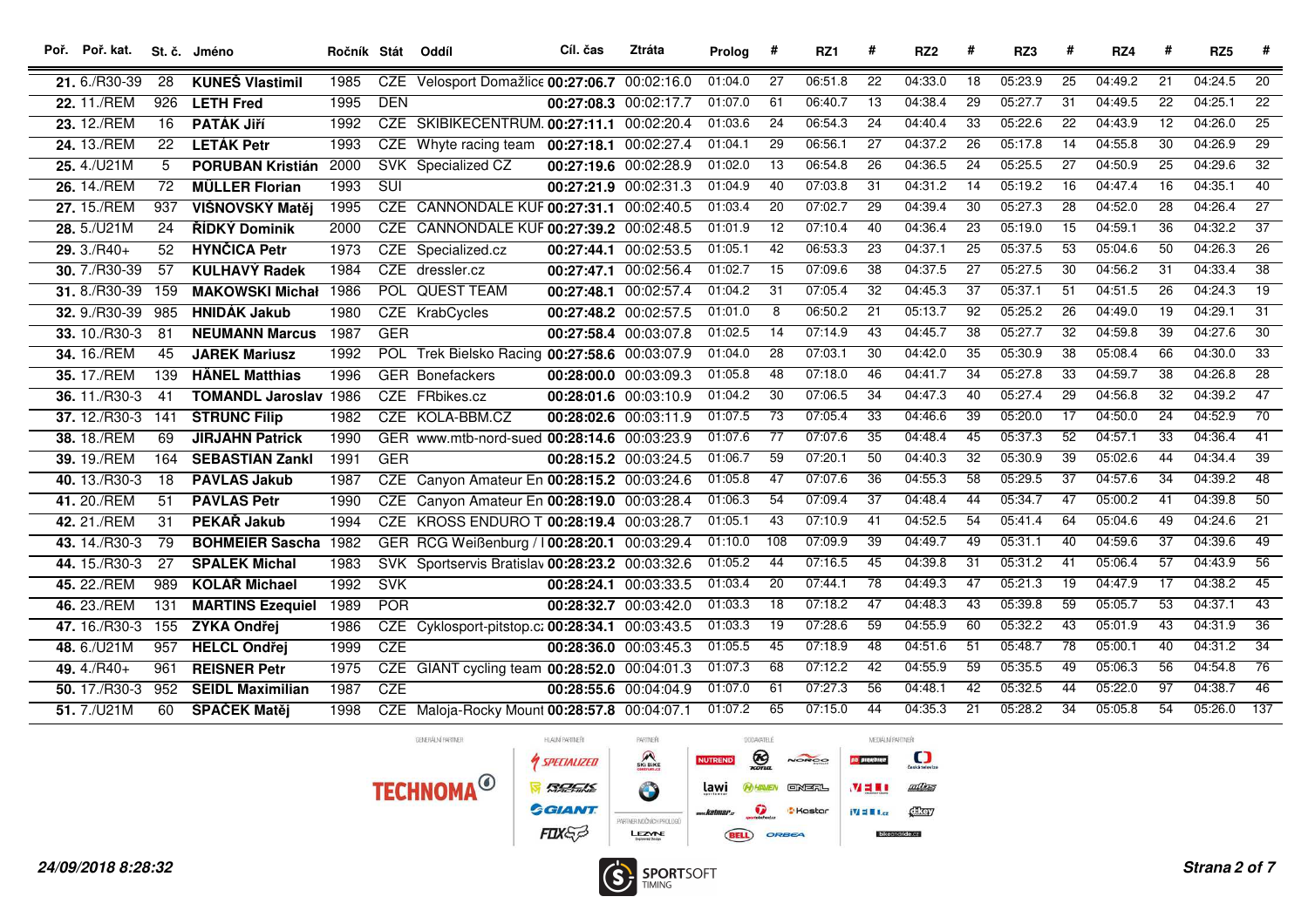| Poř. | Poř. kat. | St. č. | Jméno | Ročník | Stát | Oddíl | Cíl. čas | Ztráta | Prolog | # | RZ1 | # | RZ2 | # | RZ3 | # | RZ4 | # | RZ5 | # |
|---|---|---|---|---|---|---|---|---|---|---|---|---|---|---|---|---|---|---|---|---|
| **21.** | 6./R30-39 | 28 | **KUNEŠ Vlastimil** | 1985 | CZE | Velosport Domažlice | **00:27:06.7** | 00:02:16.0 | 01:04.0 | 27 | 06:51.8 | 22 | 04:33.0 | 18 | 05:23.9 | 25 | 04:49.2 | 21 | 04:24.5 | 20 |
| **22.** | 11./REM | 926 | **LETH Fred** | 1995 | DEN | | **00:27:08.3** | 00:02:17.7 | 01:07.0 | 61 | 06:40.7 | 13 | 04:38.4 | 29 | 05:27.7 | 31 | 04:49.5 | 22 | 04:25.1 | 22 |
| **23.** | 12./REM | 16 | **SKÁLA Jiří** | 1992 | CZE | SKIBIKECENTRUM. | **00:27:11.1** | 00:02:20.4 | 01:03.6 | 24 | 06:54.3 | 24 | 04:40.4 | 33 | 05:22.6 | 22 | 04:43.9 | 12 | 04:26.0 | 25 |
| **24.** | 13./REM | 22 | **LETÁK Petr** | 1993 | CZE | Whyte racing team | **00:27:18.1** | 00:02:27.4 | 01:04.1 | 29 | 06:56.1 | 27 | 04:37.2 | 26 | 05:17.8 | 14 | 04:55.8 | 30 | 04:26.9 | 29 |
| **25.** | 4./U21M | 5 | **PORUBAN Kristián** | 2000 | SVK | Specialized CZ | **00:27:19.6** | 00:02:28.9 | 01:02.0 | 13 | 06:54.8 | 26 | 04:36.5 | 24 | 05:25.5 | 27 | 04:50.9 | 25 | 04:29.6 | 32 |
| **26.** | 14./REM | 72 | **MÜLLER Florian** | 1993 | SUI | | **00:27:21.9** | 00:02:31.3 | 01:04.9 | 40 | 07:03.8 | 31 | 04:31.2 | 14 | 05:19.2 | 16 | 04:47.4 | 16 | 04:35.1 | 40 |
| **27.** | 15./REM | 937 | **VIŠNOVSKÝ Matěj** | 1995 | CZE | CANNONDALE KUF | **00:27:31.1** | 00:02:40.5 | 01:03.4 | 20 | 07:02.7 | 29 | 04:39.4 | 30 | 05:27.3 | 28 | 04:52.0 | 28 | 04:26.4 | 27 |
| **28.** | 5./U21M | 24 | **ŘÍDKÝ Dominik** | 2000 | CZE | CANNONDALE KUF | **00:27:39.2** | 00:02:48.5 | 01:01.9 | 12 | 07:10.4 | 40 | 04:36.4 | 23 | 05:19.0 | 15 | 04:59.1 | 36 | 04:32.2 | 37 |
| **29.** | 3./R40+ | 52 | **HYNČICA Petr** | 1973 | CZE | Specialized.cz | **00:27:44.1** | 00:02:53.5 | 01:05.1 | 42 | 06:53.3 | 23 | 04:37.1 | 25 | 05:37.5 | 53 | 05:04.6 | 50 | 04:26.3 | 26 |
| **30.** | 7./R30-39 | 57 | **KULHAVÝ Radek** | 1984 | CZE | dressler.cz | **00:27:47.1** | 00:02:56.4 | 01:02.7 | 15 | 07:09.6 | 38 | 04:37.5 | 27 | 05:27.5 | 30 | 04:56.2 | 31 | 04:33.4 | 38 |
| **31.** | 8./R30-39 | 159 | **MAKOWSKI Michał** | 1986 | POL | QUEST TEAM | **00:27:48.1** | 00:02:57.4 | 01:04.2 | 31 | 07:05.4 | 32 | 04:45.3 | 37 | 05:37.1 | 51 | 04:51.5 | 26 | 04:24.3 | 19 |
| **32.** | 9./R30-39 | 985 | **HNIDÁK Jakub** | 1980 | CZE | KrabCycles | **00:27:48.2** | 00:02:57.5 | 01:01.0 | 8 | 06:50.2 | 21 | 05:13.7 | 92 | 05:25.2 | 26 | 04:49.0 | 19 | 04:29.1 | 31 |
| **33.** | 10./R30-3 | 81 | **NEUMANN Marcus** | 1987 | GER | | **00:27:58.4** | 00:03:07.8 | 01:02.5 | 14 | 07:14.9 | 43 | 04:45.7 | 38 | 05:27.7 | 32 | 04:59.8 | 39 | 04:27.6 | 30 |
| **34.** | 16./REM | 45 | **JAREK Mariusz** | 1992 | POL | Trek Bielsko Racing | **00:27:58.6** | 00:03:07.9 | 01:04.0 | 28 | 07:03.1 | 30 | 04:42.0 | 35 | 05:30.9 | 38 | 05:08.4 | 66 | 04:30.0 | 33 |
| **35.** | 17./REM | 139 | **HÄNEL Matthias** | 1996 | GER | Bonefackers | **00:28:00.0** | 00:03:09.3 | 01:05.8 | 48 | 07:18.0 | 46 | 04:41.7 | 34 | 05:27.8 | 33 | 04:59.7 | 38 | 04:26.8 | 28 |
| **36.** | 11./R30-3 | 41 | **TOMANDL Jaroslav** | 1986 | CZE | FRbikes.cz | **00:28:01.6** | 00:03:10.9 | 01:04.2 | 30 | 07:06.5 | 34 | 04:47.3 | 40 | 05:27.4 | 29 | 04:56.8 | 32 | 04:39.2 | 47 |
| **37.** | 12./R30-3 | 141 | **STRUNC Filip** | 1982 | CZE | KOLA-BBM.CZ | **00:28:02.6** | 00:03:11.9 | 01:07.5 | 73 | 07:05.4 | 33 | 04:46.6 | 39 | 05:20.0 | 17 | 04:50.0 | 24 | 04:52.9 | 70 |
| **38.** | 18./REM | 69 | **JIRJAHN Patrick** | 1990 | GER | www.mtb-nord-sued | **00:28:14.6** | 00:03:23.9 | 01:07.6 | 77 | 07:07.6 | 35 | 04:48.4 | 45 | 05:37.3 | 52 | 04:57.1 | 33 | 04:36.4 | 41 |
| **39.** | 19./REM | 164 | **SEBASTIAN Zankl** | 1991 | GER | | **00:28:15.2** | 00:03:24.5 | 01:06.7 | 59 | 07:20.1 | 50 | 04:40.3 | 32 | 05:30.9 | 39 | 05:02.6 | 44 | 04:34.4 | 39 |
| **40.** | 13./R30-3 | 18 | **PAVLAS Jakub** | 1987 | CZE | Canyon Amateur En | **00:28:15.2** | 00:03:24.6 | 01:05.8 | 47 | 07:07.6 | 36 | 04:55.3 | 58 | 05:29.5 | 37 | 04:57.6 | 34 | 04:39.2 | 48 |
| **41.** | 20./REM | 51 | **PAVLAS Petr** | 1990 | CZE | Canyon Amateur En | **00:28:19.0** | 00:03:28.4 | 01:06.3 | 54 | 07:09.4 | 37 | 04:48.4 | 44 | 05:34.7 | 47 | 05:00.2 | 41 | 04:39.8 | 50 |
| **42.** | 21./REM | 31 | **PEKAŘ Jakub** | 1994 | CZE | KROSS ENDURO T | **00:28:19.4** | 00:03:28.7 | 01:05.1 | 43 | 07:10.9 | 41 | 04:52.5 | 54 | 05:41.4 | 64 | 05:04.6 | 49 | 04:24.6 | 21 |
| **43.** | 14./R30-3 | 79 | **BOHMEIER Sascha** | 1982 | GER | RCG Weißenburg / I | **00:28:20.1** | 00:03:29.4 | 01:10.0 | 108 | 07:09.9 | 39 | 04:49.7 | 49 | 05:31.1 | 40 | 04:59.6 | 37 | 04:39.6 | 49 |
| **44.** | 15./R30-3 | 27 | **SPÁLEK Michal** | 1983 | SVK | Sportservis Bratislav | **00:28:23.2** | 00:03:32.6 | 01:05.2 | 44 | 07:16.5 | 45 | 04:39.8 | 31 | 05:31.2 | 41 | 05:06.4 | 57 | 04:43.9 | 56 |
| **45.** | 22./REM | 989 | **KOLÁŘ Michael** | 1992 | SVK | | **00:28:24.1** | 00:03:33.5 | 01:03.4 | 20 | 07:44.1 | 78 | 04:49.3 | 47 | 05:21.3 | 19 | 04:47.9 | 17 | 04:38.2 | 45 |
| **46.** | 23./REM | 131 | **MARTINS Ezequiel** | 1989 | POR | | **00:28:32.7** | 00:03:42.0 | 01:03.3 | 18 | 07:18.2 | 47 | 04:48.3 | 43 | 05:39.8 | 59 | 05:05.7 | 53 | 04:37.1 | 43 |
| **47.** | 16./R30-3 | 155 | **ZYKA Ondřej** | 1986 | CZE | Cyklosport-pitstop.c | **00:28:34.1** | 00:03:43.5 | 01:03.3 | 19 | 07:28.6 | 59 | 04:55.9 | 60 | 05:32.2 | 43 | 05:01.9 | 43 | 04:31.9 | 36 |
| **48.** | 6./U21M | 957 | **HELCL Ondřej** | 1999 | CZE | | **00:28:36.0** | 00:03:45.3 | 01:05.5 | 45 | 07:18.9 | 48 | 04:51.6 | 51 | 05:48.7 | 78 | 05:00.1 | 40 | 04:31.2 | 34 |
| **49.** | 4./R40+ | 961 | **REISNER Petr** | 1975 | CZE | GIANT cycling team | **00:28:52.0** | 00:04:01.3 | 01:07.3 | 68 | 07:12.2 | 42 | 04:55.9 | 59 | 05:35.5 | 49 | 05:06.3 | 56 | 04:54.8 | 76 |
| **50.** | 17./R30-3 | 952 | **SEIDL Maximilian** | 1987 | CZE | | **00:28:55.6** | 00:04:04.9 | 01:07.0 | 61 | 07:27.3 | 56 | 04:48.1 | 42 | 05:32.5 | 44 | 05:22.0 | 97 | 04:38.7 | 46 |
| **51.** | 7./U21M | 60 | **SPÁČEK Matěj** | 1998 | CZE | Maloja-Rocky Mount | **00:28:57.8** | 00:04:07.1 | 01:07.2 | 65 | 07:15.0 | 44 | 04:35.3 | 21 | 05:28.2 | 34 | 05:05.8 | 54 | 05:26.0 | 137 |

*24/09/2018 8:28:32*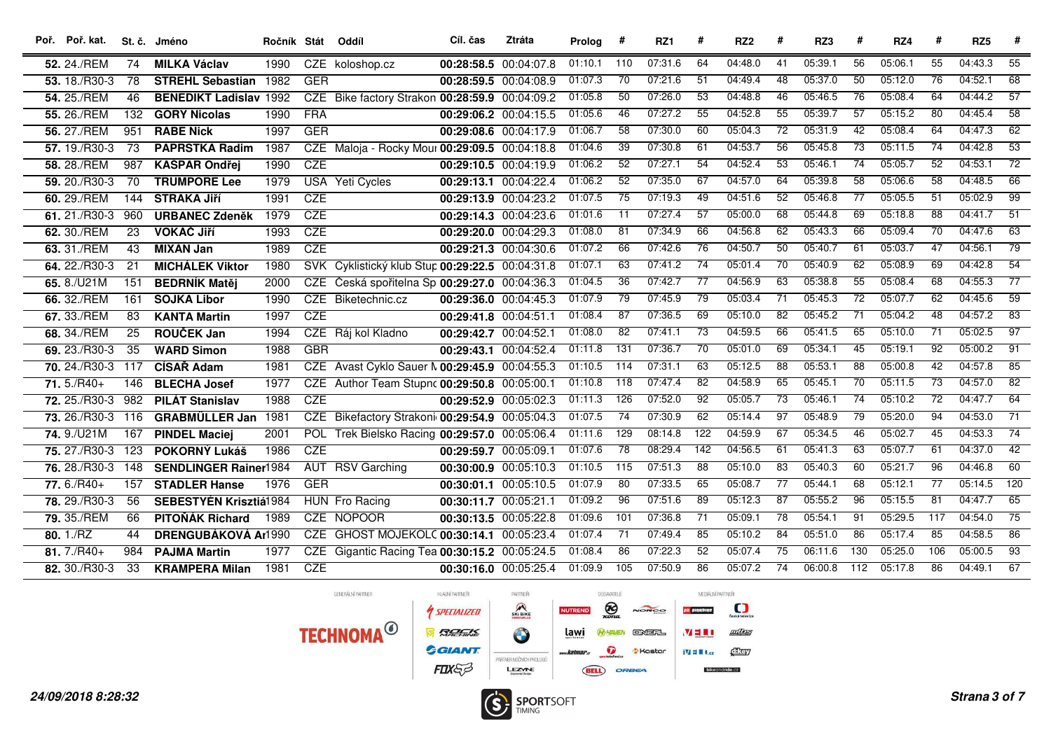| Poř. | Poř. kat. | St. č. | Jméno | Ročník | Stát | Oddíl | Cíl. čas | Ztráta | Prolog | # | RZ1 | # | RZ2 | # | RZ3 | # | RZ4 | # | RZ5 | # |
|---|---|---|---|---|---|---|---|---|---|---|---|---|---|---|---|---|---|---|---|---|
| **52.** | 24./REM | 74 | **MILKA Václav** | 1990 | CZE | koloshop.cz | **00:28:58.5** | 00:04:07.8 | 01:10.1 | 110 | 07:31.6 | 64 | 04:48.0 | 41 | 05:39.1 | 56 | 05:06.1 | 55 | 04:43.3 | 55 |
| **53.** | 18./R30-3 | 78 | **STREHL Sebastian** | 1982 | GER | | **00:28:59.5** | 00:04:08.9 | 01:07.3 | 70 | 07:21.6 | 51 | 04:49.4 | 48 | 05:37.0 | 50 | 05:12.0 | 76 | 04:52.1 | 68 |
| **54.** | 25./REM | 46 | **BENEDIKT Ladislav** | 1992 | CZE | Bike factory Strakon | **00:28:59.9** | 00:04:09.2 | 01:05.8 | 50 | 07:26.0 | 53 | 04:48.8 | 46 | 05:46.5 | 76 | 05:08.4 | 64 | 04:44.2 | 57 |
| **55.** | 26./REM | 132 | **GORY Nicolas** | 1990 | FRA | | **00:29:06.2** | 00:04:15.5 | 01:05.6 | 46 | 07:27.2 | 55 | 04:52.8 | 55 | 05:39.7 | 57 | 05:15.2 | 80 | 04:45.4 | 58 |
| **56.** | 27./REM | 951 | **RABE Nick** | 1997 | GER | | **00:29:08.6** | 00:04:17.9 | 01:06.7 | 58 | 07:30.0 | 60 | 05:04.3 | 72 | 05:31.9 | 42 | 05:08.4 | 64 | 04:47.3 | 62 |
| **57.** | 19./R30-3 | 73 | **PAPRSTKA Radim** | 1987 | CZE | Maloja - Rocky Mou | **00:29:09.5** | 00:04:18.8 | 01:04.6 | 39 | 07:30.8 | 61 | 04:53.7 | 56 | 05:45.8 | 73 | 05:11.5 | 74 | 04:42.8 | 53 |
| **58.** | 28./REM | 987 | **KAŠPAR Ondřej** | 1990 | CZE | | **00:29:10.5** | 00:04:19.9 | 01:06.2 | 52 | 07:27.1 | 54 | 04:52.4 | 53 | 05:46.1 | 74 | 05:05.7 | 52 | 04:53.1 | 72 |
| **59.** | 20./R30-3 | 70 | **TRUMPORE Lee** | 1979 | USA | Yeti Cycles | **00:29:13.1** | 00:04:22.4 | 01:06.2 | 52 | 07:35.0 | 67 | 04:57.0 | 64 | 05:39.8 | 58 | 05:06.6 | 58 | 04:48.5 | 66 |
| **60.** | 29./REM | 144 | **STRAKA Jiří** | 1991 | CZE | | **00:29:13.9** | 00:04:23.2 | 01:07.5 | 75 | 07:19.3 | 49 | 04:51.6 | 52 | 05:46.8 | 77 | 05:05.5 | 51 | 05:02.9 | 99 |
| **61.** | 21./R30-3 | 960 | **URBANEC Zdeněk** | 1979 | CZE | | **00:29:14.3** | 00:04:23.6 | 01:01.6 | 11 | 07:27.4 | 57 | 05:00.0 | 68 | 05:44.8 | 69 | 05:18.8 | 88 | 04:41.7 | 51 |
| **62.** | 30./REM | 23 | **VOKÁČ Jiří** | 1993 | CZE | | **00:29:20.0** | 00:04:29.3 | 01:08.0 | 81 | 07:34.9 | 66 | 04:56.8 | 62 | 05:43.3 | 66 | 05:09.4 | 70 | 04:47.6 | 63 |
| **63.** | 31./REM | 43 | **MIXÁN Jan** | 1989 | CZE | | **00:29:21.3** | 00:04:30.6 | 01:07.2 | 66 | 07:42.6 | 76 | 04:50.7 | 50 | 05:40.7 | 61 | 05:03.7 | 47 | 04:56.1 | 79 |
| **64.** | 22./R30-3 | 21 | **MICHÁLEK Viktor** | 1980 | SVK | Cyklistický klub Stup | **00:29:22.5** | 00:04:31.8 | 01:07.1 | 63 | 07:41.2 | 74 | 05:01.4 | 70 | 05:40.9 | 62 | 05:08.9 | 69 | 04:42.8 | 54 |
| **65.** | 8./U21M | 151 | **BEDRNÍK Matěj** | 2000 | CZE | Česká spořitelna Sp | **00:29:27.0** | 00:04:36.3 | 01:04.5 | 36 | 07:42.7 | 77 | 04:56.9 | 63 | 05:38.8 | 55 | 05:08.4 | 68 | 04:55.3 | 77 |
| **66.** | 32./REM | 161 | **SOJKA Libor** | 1990 | CZE | Biketechnic.cz | **00:29:36.0** | 00:04:45.3 | 01:07.9 | 79 | 07:45.9 | 79 | 05:03.4 | 71 | 05:45.3 | 72 | 05:07.7 | 62 | 04:45.6 | 59 |
| **67.** | 33./REM | 83 | **KANTA Martin** | 1997 | CZE | | **00:29:41.8** | 00:04:51.1 | 01:08.4 | 87 | 07:36.5 | 69 | 05:10.0 | 82 | 05:45.2 | 71 | 05:04.2 | 48 | 04:57.2 | 83 |
| **68.** | 34./REM | 25 | **ROUČEK Jan** | 1994 | CZE | Ráj kol Kladno | **00:29:42.7** | 00:04:52.1 | 01:08.0 | 82 | 07:41.1 | 73 | 04:59.5 | 66 | 05:41.5 | 65 | 05:10.0 | 71 | 05:02.5 | 97 |
| **69.** | 23./R30-3 | 35 | **WARD Simon** | 1988 | GBR | | **00:29:43.1** | 00:04:52.4 | 01:11.8 | 131 | 07:36.7 | 70 | 05:01.0 | 69 | 05:34.1 | 45 | 05:19.1 | 92 | 05:00.2 | 91 |
| **70.** | 24./R30-3 | 117 | **CÍSAŘ Adam** | 1981 | CZE | Avast Cyklo Sauer N | **00:29:45.9** | 00:04:55.3 | 01:10.5 | 114 | 07:31.1 | 63 | 05:12.5 | 88 | 05:53.1 | 88 | 05:00.8 | 42 | 04:57.8 | 85 |
| **71.** | 5./R40+ | 146 | **BLECHA Josef** | 1977 | CZE | Author Team Stupnc | **00:29:50.8** | 00:05:00.1 | 01:10.8 | 118 | 07:47.4 | 82 | 04:58.9 | 65 | 05:45.1 | 70 | 05:11.5 | 73 | 04:57.0 | 82 |
| **72.** | 25./R30-3 | 982 | **PILÁT Stanislav** | 1988 | CZE | | **00:29:52.9** | 00:05:02.3 | 01:11.3 | 126 | 07:52.0 | 92 | 05:05.7 | 73 | 05:46.1 | 74 | 05:10.2 | 72 | 04:47.7 | 64 |
| **73.** | 26./R30-3 | 116 | **GRABMÜLLER Jan** | 1981 | CZE | Bikefactory Strakoni | **00:29:54.9** | 00:05:04.3 | 01:07.5 | 74 | 07:30.9 | 62 | 05:14.4 | 97 | 05:48.9 | 79 | 05:20.0 | 94 | 04:53.0 | 71 |
| **74.** | 9./U21M | 167 | **PINDEL Maciej** | 2001 | POL | Trek Bielsko Racing | **00:29:57.0** | 00:05:06.4 | 01:11.6 | 129 | 08:14.8 | 122 | 04:59.9 | 67 | 05:34.5 | 46 | 05:02.7 | 45 | 04:53.3 | 74 |
| **75.** | 27./R30-3 | 123 | **POKORNÝ Lukáš** | 1986 | CZE | | **00:29:59.7** | 00:05:09.1 | 01:07.6 | 78 | 08:29.4 | 142 | 04:56.5 | 61 | 05:41.3 | 63 | 05:07.7 | 61 | 04:37.0 | 42 |
| **76.** | 28./R30-3 | 148 | **SENDLINGER Rainer** | 1984 | AUT | RSV Garching | **00:30:00.9** | 00:05:10.3 | 01:10.5 | 115 | 07:51.3 | 88 | 05:10.0 | 83 | 05:40.3 | 60 | 05:21.7 | 96 | 04:46.8 | 60 |
| **77.** | 6./R40+ | 157 | **STADLER Hanse** | 1976 | GER | | **00:30:01.1** | 00:05:10.5 | 01:07.9 | 80 | 07:33.5 | 65 | 05:08.7 | 77 | 05:44.1 | 68 | 05:12.1 | 77 | 05:14.5 | 120 |
| **78.** | 29./R30-3 | 56 | **SEBESTYÉN Krisztiá** | 1984 | HUN | Fro Racing | **00:30:11.7** | 00:05:21.1 | 01:09.2 | 96 | 07:51.6 | 89 | 05:12.3 | 87 | 05:55.2 | 96 | 05:15.5 | 81 | 04:47.7 | 65 |
| **79.** | 35./REM | 66 | **PITOŇÁK Richard** | 1989 | CZE | NOPOOR | **00:30:13.5** | 00:05:22.8 | 01:09.6 | 101 | 07:36.8 | 71 | 05:09.1 | 78 | 05:54.1 | 91 | 05:29.5 | 117 | 04:54.0 | 75 |
| **80.** | 1./RZ | 44 | **DRENGUBÁKOVÁ Ar** | 1990 | CZE | GHOST MOJEKOLC | **00:30:14.1** | 00:05:23.4 | 01:07.4 | 71 | 07:49.4 | 85 | 05:10.2 | 84 | 05:51.0 | 86 | 05:17.4 | 85 | 04:58.5 | 86 |
| **81.** | 7./R40+ | 984 | **PAJMA Martin** | 1977 | CZE | Gigantic Racing Tea | **00:30:15.2** | 00:05:24.5 | 01:08.4 | 86 | 07:22.3 | 52 | 05:07.4 | 75 | 06:11.6 | 130 | 05:25.0 | 106 | 05:00.5 | 93 |
| **82.** | 30./R30-3 | 33 | **KRAMPERA Milan** | 1981 | CZE | | **00:30:16.0** | 00:05:25.4 | 01:09.9 | 105 | 07:50.9 | 86 | 05:07.2 | 74 | 06:00.8 | 112 | 05:17.8 | 86 | 04:49.1 | 67 |

***24/09/2018 8:28:32***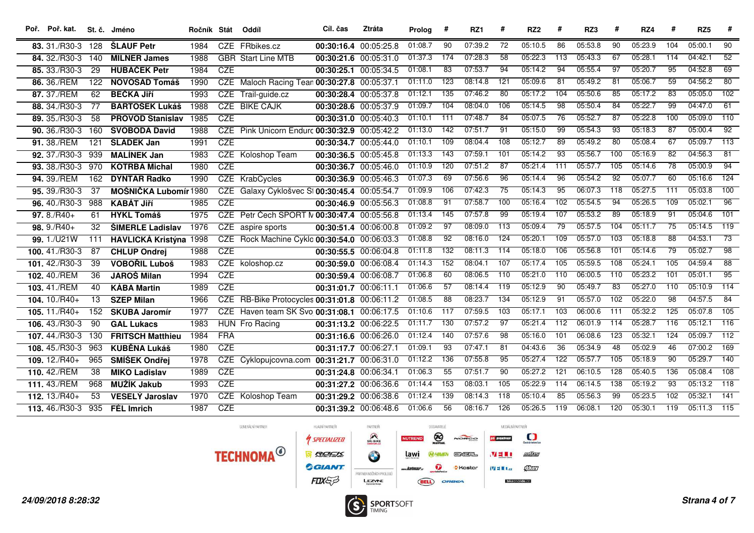| Poř. | Poř. kat. | St. č. | Jméno | Ročník | Stát | Oddíl | Cíl. čas | Ztráta | Prolog | # | RZ1 | # | RZ2 | # | RZ3 | # | RZ4 | # | RZ5 | # |
|---|---|---|---|---|---|---|---|---|---|---|---|---|---|---|---|---|---|---|---|---|
| **83.** | 31./R30-3 | 128 | **ŠLAUF Petr** | 1984 | CZE | FRbikes.cz | **00:30:16.4** | 00:05:25.8 | 01:08.7 | 90 | 07:39.2 | 72 | 05:10.5 | 86 | 05:53.8 | 90 | 05:23.9 | 104 | 05:00.1 | 90 |
| **84.** | 32./R30-3 | 140 | **MILNER James** | 1988 | GBR | Start Line MTB | **00:30:21.6** | 00:05:31.0 | 01:37.3 | 174 | 07:28.3 | 58 | 05:22.3 | 113 | 05:43.3 | 67 | 05:28.1 | 114 | 04:42.1 | 52 |
| **85.** | 33./R30-3 | 29 | **HUBÁČEK Petr** | 1984 | CZE | | **00:30:25.1** | 00:05:34.5 | 01:08.1 | 83 | 07:53.7 | 94 | 05:14.2 | 94 | 05:55.4 | 97 | 05:20.7 | 95 | 04:52.8 | 69 |
| **86.** | 36./REM | 122 | **NOVOSAD Tomáš** | 1990 | CZE | Maloch Racing Tean | **00:30:27.8** | 00:05:37.1 | 01:11.0 | 123 | 08:14.8 | 121 | 05:09.6 | 81 | 05:49.2 | 81 | 05:06.7 | 59 | 04:56.2 | 80 |
| **87.** | 37./REM | 62 | **BEČKA Jiří** | 1993 | CZE | Trail-guide.cz | **00:30:28.4** | 00:05:37.8 | 01:12.1 | 135 | 07:46.2 | 80 | 05:17.2 | 104 | 05:50.6 | 85 | 05:17.2 | 83 | 05:05.0 | 102 |
| **88.** | 34./R30-3 | 77 | **BARTOŠEK Lukáš** | 1988 | CZE | BIKE CAJK | **00:30:28.6** | 00:05:37.9 | 01:09.7 | 104 | 08:04.0 | 106 | 05:14.5 | 98 | 05:50.4 | 84 | 05:22.7 | 99 | 04:47.0 | 61 |
| **89.** | 35./R30-3 | 58 | **PROVOD Stanislav** | 1985 | CZE | | **00:30:31.0** | 00:05:40.3 | 01:10.1 | 111 | 07:48.7 | 84 | 05:07.5 | 76 | 05:52.7 | 87 | 05:22.8 | 100 | 05:09.0 | 110 |
| **90.** | 36./R30-3 | 160 | **SVOBODA David** | 1988 | CZE | Pink Unicorn Endurc | **00:30:32.9** | 00:05:42.2 | 01:13.0 | 142 | 07:51.7 | 91 | 05:15.0 | 99 | 05:54.3 | 93 | 05:18.3 | 87 | 05:00.4 | 92 |
| **91.** | 38./REM | 121 | **SLÁDEK Jan** | 1991 | CZE | | **00:30:34.7** | 00:05:44.0 | 01:10.1 | 109 | 08:04.4 | 108 | 05:12.7 | 89 | 05:49.2 | 80 | 05:08.4 | 67 | 05:09.7 | 113 |
| **92.** | 37./R30-3 | 939 | **MALÍNEK Jan** | 1983 | CZE | Koloshop Team | **00:30:36.5** | 00:05:45.8 | 01:13.3 | 143 | 07:59.1 | 101 | 05:14.2 | 93 | 05:56.7 | 100 | 05:16.9 | 82 | 04:56.3 | 81 |
| **93.** | 38./R30-3 | 970 | **KOTRBA Michal** | 1980 | CZE | | **00:30:36.7** | 00:05:46.0 | 01:10.9 | 120 | 07:51.2 | 87 | 05:21.4 | 111 | 05:57.7 | 105 | 05:14.6 | 78 | 05:00.9 | 94 |
| **94.** | 39./REM | 162 | **DYNTAR Radko** | 1990 | CZE | KrabCycles | **00:30:36.9** | 00:05:46.3 | 01:07.3 | 69 | 07:56.6 | 96 | 05:14.4 | 96 | 05:54.2 | 92 | 05:07.7 | 60 | 05:16.6 | 124 |
| **95.** | 39./R30-3 | 37 | **MOŠNIČKA Lubomír** | 1980 | CZE | Galaxy Cyklošvec SI | **00:30:45.4** | 00:05:54.7 | 01:09.9 | 106 | 07:42.3 | 75 | 05:14.3 | 95 | 06:07.3 | 118 | 05:27.5 | 111 | 05:03.8 | 100 |
| **96.** | 40./R30-3 | 988 | **KABÁT Jiří** | 1985 | CZE | | **00:30:46.9** | 00:05:56.3 | 01:08.8 | 91 | 07:58.7 | 100 | 05:16.4 | 102 | 05:54.5 | 94 | 05:26.5 | 109 | 05:02.1 | 96 |
| **97.** | 8./R40+ | 61 | **HYKL Tomáš** | 1975 | CZE | Petr Čech SPORT N | **00:30:47.4** | 00:05:56.8 | 01:13.4 | 145 | 07:57.8 | 99 | 05:19.4 | 107 | 05:53.2 | 89 | 05:18.9 | 91 | 05:04.6 | 101 |
| **98.** | 9./R40+ | 32 | **ŠIMERLE Ladislav** | 1976 | CZE | aspire sports | **00:30:51.4** | 00:06:00.8 | 01:09.2 | 97 | 08:09.0 | 113 | 05:09.4 | 79 | 05:57.5 | 104 | 05:11.7 | 75 | 05:14.5 | 119 |
| **99.** | 1./U21W | 111 | **HAVLICKÁ Kristýna** | 1998 | CZE | Rock Machine Cyklo | **00:30:54.0** | 00:06:03.3 | 01:08.8 | 92 | 08:16.0 | 124 | 05:20.1 | 109 | 05:57.0 | 103 | 05:18.8 | 88 | 04:53.1 | 73 |
| **100.** | 41./R30-3 | 87 | **CHLUP Ondrej** | 1988 | CZE | | **00:30:55.5** | 00:06:04.8 | 01:11.8 | 132 | 08:11.3 | 114 | 05:18.0 | 106 | 05:56.8 | 101 | 05:14.6 | 79 | 05:02.7 | 98 |
| **101.** | 42./R30-3 | 39 | **VOBOŘIL Luboš** | 1983 | CZE | koloshop.cz | **00:30:59.0** | 00:06:08.4 | 01:14.3 | 152 | 08:04.1 | 107 | 05:17.4 | 105 | 05:59.5 | 108 | 05:24.1 | 105 | 04:59.4 | 88 |
| **102.** | 40./REM | 36 | **JAROŠ Milan** | 1994 | CZE | | **00:30:59.4** | 00:06:08.7 | 01:06.8 | 60 | 08:06.5 | 110 | 05:21.0 | 110 | 06:00.5 | 110 | 05:23.2 | 101 | 05:01.1 | 95 |
| **103.** | 41./REM | 40 | **KÁBA Martin** | 1989 | CZE | | **00:31:01.7** | 00:06:11.1 | 01:06.6 | 57 | 08:14.4 | 119 | 05:12.9 | 90 | 05:49.7 | 83 | 05:27.0 | 110 | 05:10.9 | 114 |
| **104.** | 10./R40+ | 13 | **SZEP Milan** | 1966 | CZE | RB-Bike Protocycles | **00:31:01.8** | 00:06:11.2 | 01:08.5 | 88 | 08:23.7 | 134 | 05:12.9 | 91 | 05:57.0 | 102 | 05:22.0 | 98 | 04:57.5 | 84 |
| **105.** | 11./R40+ | 152 | **SKUBA Jaromír** | 1977 | CZE | Haven team SK Svo | **00:31:08.1** | 00:06:17.5 | 01:10.6 | 117 | 07:59.5 | 103 | 05:17.1 | 103 | 06:00.6 | 111 | 05:32.2 | 125 | 05:07.8 | 105 |
| **106.** | 43./R30-3 | 90 | **GAL Lukacs** | 1983 | HUN | Fro Racing | **00:31:13.2** | 00:06:22.5 | 01:11.7 | 130 | 07:57.2 | 97 | 05:21.4 | 112 | 06:01.9 | 114 | 05:28.7 | 116 | 05:12.1 | 116 |
| **107.** | 44./R30-3 | 130 | **FRITSCH Matthieu** | 1984 | FRA | | **00:31:16.6** | 00:06:26.0 | 01:12.4 | 140 | 07:57.6 | 98 | 05:16.0 | 101 | 06:08.6 | 123 | 05:32.1 | 124 | 05:09.7 | 112 |
| **108.** | 45./R30-3 | 963 | **KUBĚNA Lukáš** | 1980 | CZE | | **00:31:17.7** | 00:06:27.1 | 01:09.1 | 93 | 07:47.1 | 81 | 04:43.6 | 36 | 05:34.9 | 48 | 05:02.9 | 46 | 07:00.2 | 169 |
| **109.** | 12./R40+ | 965 | **SMÍŠEK Ondřej** | 1978 | CZE | Cyklopujcovna.com | **00:31:21.7** | 00:06:31.0 | 01:12.2 | 136 | 07:55.8 | 95 | 05:27.4 | 122 | 05:57.7 | 105 | 05:18.9 | 90 | 05:29.7 | 140 |
| **110.** | 42./REM | 38 | **MIKO Ladislav** | 1989 | CZE | | **00:31:24.8** | 00:06:34.1 | 01:06.3 | 55 | 07:51.7 | 90 | 05:27.2 | 121 | 06:10.5 | 128 | 05:40.5 | 136 | 05:08.4 | 108 |
| **111.** | 43./REM | 968 | **MUŽÍK Jakub** | 1993 | CZE | | **00:31:27.2** | 00:06:36.6 | 01:14.4 | 153 | 08:03.1 | 105 | 05:22.9 | 114 | 06:14.5 | 138 | 05:19.2 | 93 | 05:13.2 | 118 |
| **112.** | 13./R40+ | 53 | **VESELÝ Jaroslav** | 1970 | CZE | Koloshop Team | **00:31:29.2** | 00:06:38.6 | 01:12.4 | 139 | 08:14.3 | 118 | 05:10.4 | 85 | 05:56.3 | 99 | 05:23.5 | 102 | 05:32.1 | 141 |
| **113.** | 46./R30-3 | 935 | **FĚL Imrich** | 1987 | CZE | | **00:31:39.2** | 00:06:48.6 | 01:06.6 | 56 | 08:16.7 | 126 | 05:26.5 | 119 | 06:08.1 | 120 | 05:30.1 | 119 | 05:11.3 | 115 |

*24/09/2018 8:28:32*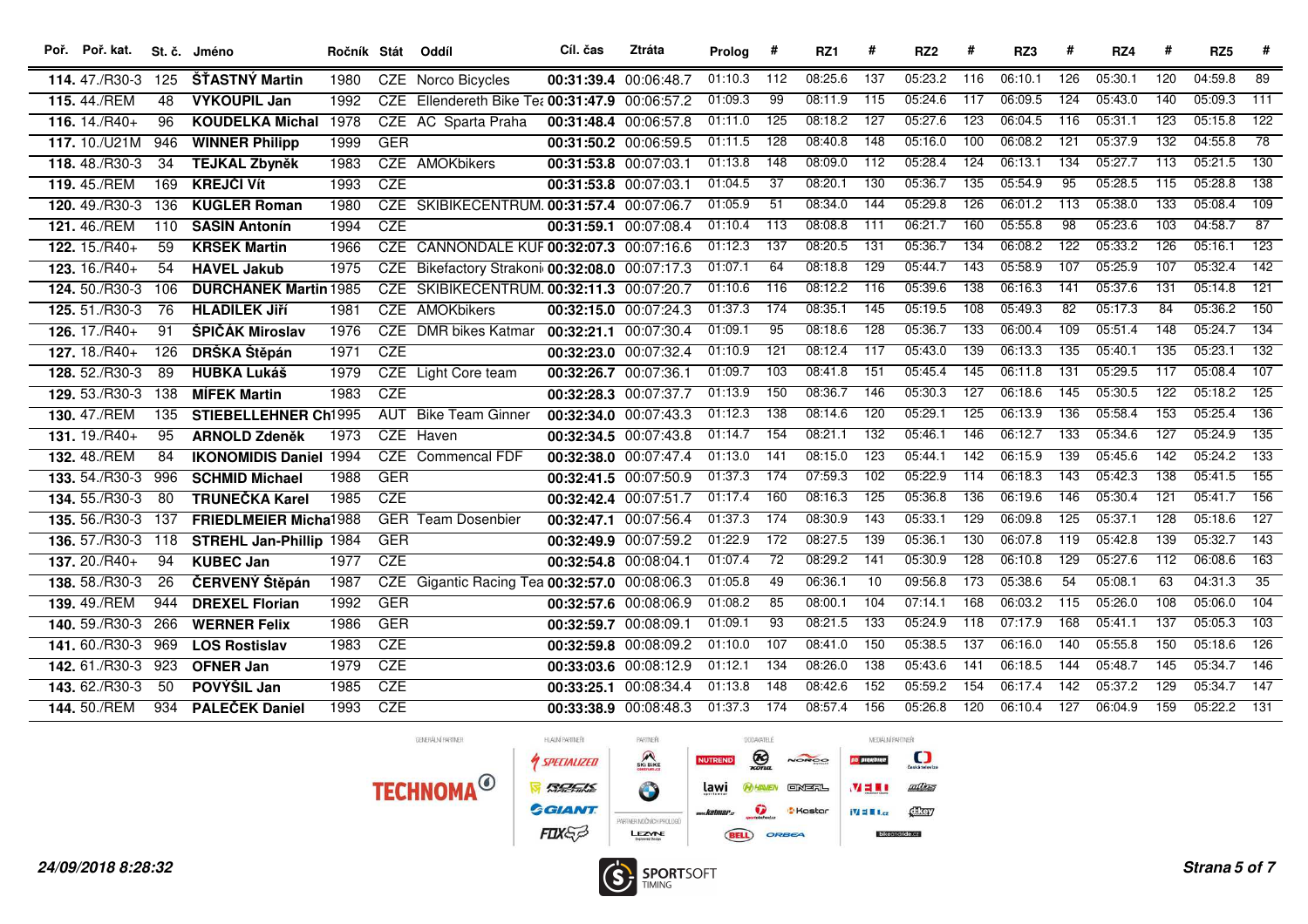| Poř. | Poř. kat. | St. č. | Jméno | Ročník | Stát | Oddíl | Cíl. čas | Ztráta | Prolog | # | RZ1 | # | RZ2 | # | RZ3 | # | RZ4 | # | RZ5 | # |
|---|---|---|---|---|---|---|---|---|---|---|---|---|---|---|---|---|---|---|---|---|
| **114.** | 47./R30-3 | 125 | **ŠŤASTNÝ Martin** | 1980 | CZE | Norco Bicycles | **00:31:39.4** | 00:06:48.7 | 01:10.3 | 112 | 08:25.6 | 137 | 05:23.2 | 116 | 06:10.1 | 126 | 05:30.1 | 120 | 04:59.8 | 89 |
| **115.** | 44./REM | 48 | **VYKOUPIL Jan** | 1992 | CZE | Ellendereth Bike Tea | **00:31:47.9** | 00:06:57.2 | 01:09.3 | 99 | 08:11.9 | 115 | 05:24.6 | 117 | 06:09.5 | 124 | 05:43.0 | 140 | 05:09.3 | 111 |
| **116.** | 14./R40+ | 96 | **KOUDELKA Michal** | 1978 | CZE | AC Sparta Praha | **00:31:48.4** | 00:06:57.8 | 01:11.0 | 125 | 08:18.2 | 127 | 05:27.6 | 123 | 06:04.5 | 116 | 05:31.1 | 123 | 05:15.8 | 122 |
| **117.** | 10./U21M | 946 | **WINNER Philipp** | 1999 | GER | | **00:31:50.2** | 00:06:59.5 | 01:11.5 | 128 | 08:40.8 | 148 | 05:16.0 | 100 | 06:08.2 | 121 | 05:37.9 | 132 | 04:55.8 | 78 |
| **118.** | 48./R30-3 | 34 | **TEJKAL Zbyněk** | 1983 | CZE | AMOKbikers | **00:31:53.8** | 00:07:03.1 | 01:13.8 | 148 | 08:09.0 | 112 | 05:28.4 | 124 | 06:13.1 | 134 | 05:27.7 | 113 | 05:21.5 | 130 |
| **119.** | 45./REM | 169 | **KREJČÍ Vít** | 1993 | CZE | | **00:31:53.8** | 00:07:03.1 | 01:04.5 | 37 | 08:20.1 | 130 | 05:36.7 | 135 | 05:54.9 | 95 | 05:28.5 | 115 | 05:28.8 | 138 |
| **120.** | 49./R30-3 | 136 | **KUGLER Roman** | 1980 | CZE | SKIBIKECENTRUM. | **00:31:57.4** | 00:07:06.7 | 01:05.9 | 51 | 08:34.0 | 144 | 05:29.8 | 126 | 06:01.2 | 113 | 05:38.0 | 133 | 05:08.4 | 109 |
| **121.** | 46./REM | 110 | **SASIN Antonín** | 1994 | CZE | | **00:31:59.1** | 00:07:08.4 | 01:10.4 | 113 | 08:08.8 | 111 | 06:21.7 | 160 | 05:55.8 | 98 | 05:23.6 | 103 | 04:58.7 | 87 |
| **122.** | 15./R40+ | 59 | **KRSEK Martin** | 1966 | CZE | CANNONDALE KUF | **00:32:07.3** | 00:07:16.6 | 01:12.3 | 137 | 08:20.5 | 131 | 05:36.7 | 134 | 06:08.2 | 122 | 05:33.2 | 126 | 05:16.1 | 123 |
| **123.** | 16./R40+ | 54 | **HAVEL Jakub** | 1975 | CZE | Bikefactory Strakoni | **00:32:08.0** | 00:07:17.3 | 01:07.1 | 64 | 08:18.8 | 129 | 05:44.7 | 143 | 05:58.9 | 107 | 05:25.9 | 107 | 05:32.4 | 142 |
| **124.** | 50./R30-3 | 106 | **DURCHÁNEK Martin** | 1985 | CZE | SKIBIKECENTRUM. | **00:32:11.3** | 00:07:20.7 | 01:10.6 | 116 | 08:12.2 | 116 | 05:39.6 | 138 | 06:16.3 | 141 | 05:37.6 | 131 | 05:14.8 | 121 |
| **125.** | 51./R30-3 | 76 | **HLADÍLEK Jiří** | 1981 | CZE | AMOKbikers | **00:32:15.0** | 00:07:24.3 | 01:37.3 | 174 | 08:35.1 | 145 | 05:19.5 | 108 | 05:49.3 | 82 | 05:17.3 | 84 | 05:36.2 | 150 |
| **126.** | 17./R40+ | 91 | **ŠPIČÁK Miroslav** | 1976 | CZE | DMR bikes Katmar | **00:32:21.1** | 00:07:30.4 | 01:09.1 | 95 | 08:18.6 | 128 | 05:36.7 | 133 | 06:00.4 | 109 | 05:51.4 | 148 | 05:24.7 | 134 |
| **127.** | 18./R40+ | 126 | **DRŠKA Štěpán** | 1971 | CZE | | **00:32:23.0** | 00:07:32.4 | 01:10.9 | 121 | 08:12.4 | 117 | 05:43.0 | 139 | 06:13.3 | 135 | 05:40.1 | 135 | 05:23.1 | 132 |
| **128.** | 52./R30-3 | 89 | **HUBKA Lukáš** | 1979 | CZE | Light Core team | **00:32:26.7** | 00:07:36.1 | 01:09.7 | 103 | 08:41.8 | 151 | 05:45.4 | 145 | 06:11.8 | 131 | 05:29.5 | 117 | 05:08.4 | 107 |
| **129.** | 53./R30-3 | 138 | **MÍFEK Martin** | 1983 | CZE | | **00:32:28.3** | 00:07:37.7 | 01:13.9 | 150 | 08:36.7 | 146 | 05:30.3 | 127 | 06:18.6 | 145 | 05:30.5 | 122 | 05:18.2 | 125 |
| **130.** | 47./REM | 135 | **STIEBELLEHNER Ch** | 1995 | AUT | Bike Team Ginner | **00:32:34.0** | 00:07:43.3 | 01:12.3 | 138 | 08:14.6 | 120 | 05:29.1 | 125 | 06:13.9 | 136 | 05:58.4 | 153 | 05:25.4 | 136 |
| **131.** | 19./R40+ | 95 | **ARNOLD Zdeněk** | 1973 | CZE | Haven | **00:32:34.5** | 00:07:43.8 | 01:14.7 | 154 | 08:21.1 | 132 | 05:46.1 | 146 | 06:12.7 | 133 | 05:34.6 | 127 | 05:24.9 | 135 |
| **132.** | 48./REM | 84 | **IKONOMIDIS Daniel** | 1994 | CZE | Commencal FDF | **00:32:38.0** | 00:07:47.4 | 01:13.0 | 141 | 08:15.0 | 123 | 05:44.1 | 142 | 06:15.9 | 139 | 05:45.6 | 142 | 05:24.2 | 133 |
| **133.** | 54./R30-3 | 996 | **SCHMID Michael** | 1988 | GER | | **00:32:41.5** | 00:07:50.9 | 01:37.3 | 174 | 07:59.3 | 102 | 05:22.9 | 114 | 06:18.3 | 143 | 05:42.3 | 138 | 05:41.5 | 155 |
| **134.** | 55./R30-3 | 80 | **TRUNEČKA Karel** | 1985 | CZE | | **00:32:42.4** | 00:07:51.7 | 01:17.4 | 160 | 08:16.3 | 125 | 05:36.8 | 136 | 06:19.6 | 146 | 05:30.4 | 121 | 05:41.7 | 156 |
| **135.** | 56./R30-3 | 137 | **FRIEDLMEIER Micha** | 1988 | GER | Team Dosenbier | **00:32:47.1** | 00:07:56.4 | 01:37.3 | 174 | 08:30.9 | 143 | 05:33.1 | 129 | 06:09.8 | 125 | 05:37.1 | 128 | 05:18.6 | 127 |
| **136.** | 57./R30-3 | 118 | **STREHL Jan-Phillip** | 1984 | GER | | **00:32:49.9** | 00:07:59.2 | 01:22.9 | 172 | 08:27.5 | 139 | 05:36.1 | 130 | 06:07.8 | 119 | 05:42.8 | 139 | 05:32.7 | 143 |
| **137.** | 20./R40+ | 94 | **KUBEC Jan** | 1977 | CZE | | **00:32:54.8** | 00:08:04.1 | 01:07.4 | 72 | 08:29.2 | 141 | 05:30.9 | 128 | 06:10.8 | 129 | 05:27.6 | 112 | 06:08.6 | 163 |
| **138.** | 58./R30-3 | 26 | **ČERVENÝ Štěpán** | 1987 | CZE | Gigantic Racing Tea | **00:32:57.0** | 00:08:06.3 | 01:05.8 | 49 | 06:36.1 | 10 | 09:56.8 | 173 | 05:38.6 | 54 | 05:08.1 | 63 | 04:31.3 | 35 |
| **139.** | 49./REM | 944 | **DREXEL Florian** | 1992 | GER | | **00:32:57.6** | 00:08:06.9 | 01:08.2 | 85 | 08:00.1 | 104 | 07:14.1 | 168 | 06:03.2 | 115 | 05:26.0 | 108 | 05:06.0 | 104 |
| **140.** | 59./R30-3 | 266 | **WERNER Felix** | 1986 | GER | | **00:32:59.7** | 00:08:09.1 | 01:09.1 | 93 | 08:21.5 | 133 | 05:24.9 | 118 | 07:17.9 | 168 | 05:41.1 | 137 | 05:05.3 | 103 |
| **141.** | 60./R30-3 | 969 | **LOS Rostislav** | 1983 | CZE | | **00:32:59.8** | 00:08:09.2 | 01:10.0 | 107 | 08:41.0 | 150 | 05:38.5 | 137 | 06:16.0 | 140 | 05:55.8 | 150 | 05:18.6 | 126 |
| **142.** | 61./R30-3 | 923 | **OFNER Jan** | 1979 | CZE | | **00:33:03.6** | 00:08:12.9 | 01:12.1 | 134 | 08:26.0 | 138 | 05:43.6 | 141 | 06:18.5 | 144 | 05:48.7 | 145 | 05:34.7 | 146 |
| **143.** | 62./R30-3 | 50 | **POVÝŠIL Jan** | 1985 | CZE | | **00:33:25.1** | 00:08:34.4 | 01:13.8 | 148 | 08:42.6 | 152 | 05:59.2 | 154 | 06:17.4 | 142 | 05:37.2 | 129 | 05:34.7 | 147 |
| **144.** | 50./REM | 934 | **PALEČEK Daniel** | 1993 | CZE | | **00:33:38.9** | 00:08:48.3 | 01:37.3 | 174 | 08:57.4 | 156 | 05:26.8 | 120 | 06:10.4 | 127 | 06:04.9 | 159 | 05:22.2 | 131 |

*24/09/2018 8:28:32*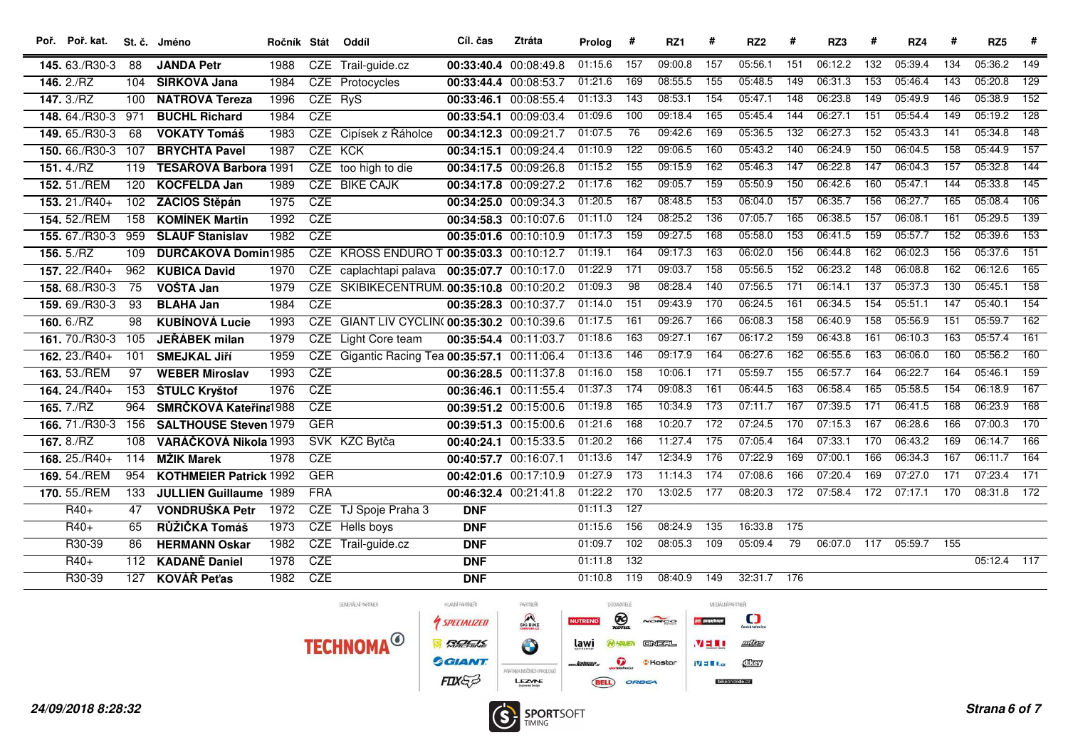| Poř. | Poř. kat. | St. č. | Jméno | Ročník | Stát | Oddíl | Cíl. čas | Ztráta | Prolog | # | RZ1 | # | RZ2 | # | RZ3 | # | RZ4 | # | RZ5 | # |
|---|---|---|---|---|---|---|---|---|---|---|---|---|---|---|---|---|---|---|---|---|
| 145. | 63./R30-3 | 88 | **JANDA Petr** | 1988 | CZE | Trail-guide.cz | **00:33:40.4** | 00:08:49.8 | 01:15.6 | 157 | 09:00.8 | 157 | 05:56.1 | 151 | 06:12.2 | 132 | 05:39.4 | 134 | 05:36.2 | 149 |
| 146. | 2./RZ | 104 | **SIRKOVÁ Jana** | 1984 | CZE | Protocycles | **00:33:44.4** | 00:08:53.7 | 01:21.6 | 169 | 08:55.5 | 155 | 05:48.5 | 149 | 06:31.3 | 153 | 05:46.4 | 143 | 05:20.8 | 129 |
| 147. | 3./RZ | 100 | **NATROVÁ Tereza** | 1996 | CZE | RyS | **00:33:46.1** | 00:08:55.4 | 01:13.3 | 143 | 08:53.1 | 154 | 05:47.1 | 148 | 06:23.8 | 149 | 05:49.9 | 146 | 05:38.9 | 152 |
| 148. | 64./R30-3 | 971 | **BUCHL Richard** | 1984 | CZE | | **00:33:54.1** | 00:09:03.4 | 01:09.6 | 100 | 09:18.4 | 165 | 05:45.4 | 144 | 06:27.1 | 151 | 05:54.4 | 149 | 05:19.2 | 128 |
| 149. | 65./R30-3 | 68 | **VOKATY Tomáš** | 1983 | CZE | Cipísek z Ráholce | **00:34:12.3** | 00:09:21.7 | 01:07.5 | 76 | 09:42.6 | 169 | 05:36.5 | 132 | 06:27.3 | 152 | 05:43.3 | 141 | 05:34.8 | 148 |
| 150. | 66./R30-3 | 107 | **BRYCHTA Pavel** | 1987 | CZE | KCK | **00:34:15.1** | 00:09:24.4 | 01:10.9 | 122 | 09:06.5 | 160 | 05:43.2 | 140 | 06:24.9 | 150 | 06:04.5 | 158 | 05:44.9 | 157 |
| 151. | 4./RZ | 119 | **TESAŘOVÁ Barbora** | 1991 | CZE | too high to die | **00:34:17.5** | 00:09:26.8 | 01:15.2 | 155 | 09:15.9 | 162 | 05:46.3 | 147 | 06:22.8 | 147 | 06:04.3 | 157 | 05:32.8 | 144 |
| 152. | 51./REM | 120 | **KOCFELDA Jan** | 1989 | CZE | BIKE CAJK | **00:34:17.8** | 00:09:27.2 | 01:17.6 | 162 | 09:05.7 | 159 | 05:50.9 | 150 | 06:42.6 | 160 | 05:47.1 | 144 | 05:33.8 | 145 |
| 153. | 21./R40+ | 102 | **ZACIOS Štěpán** | 1975 | CZE | | **00:34:25.0** | 00:09:34.3 | 01:20.5 | 167 | 08:48.5 | 153 | 06:04.0 | 157 | 06:35.7 | 156 | 06:27.7 | 165 | 05:08.4 | 106 |
| 154. | 52./REM | 158 | **KOMÍNEK Martin** | 1992 | CZE | | **00:34:58.3** | 00:10:07.6 | 01:11.0 | 124 | 08:25.2 | 136 | 07:05.7 | 165 | 06:38.5 | 157 | 06:08.1 | 161 | 05:29.5 | 139 |
| 155. | 67./R30-3 | 959 | **ŠLAUF Stanislav** | 1982 | CZE | | **00:35:01.6** | 00:10:10.9 | 01:17.3 | 159 | 09:27.5 | 168 | 05:58.0 | 153 | 06:41.5 | 159 | 05:57.7 | 152 | 05:39.6 | 153 |
| 156. | 5./RZ | 109 | **DURČÁKOVÁ Domin** | 1985 | CZE | KROSS ENDURO T | **00:35:03.3** | 00:10:12.7 | 01:19.1 | 164 | 09:17.3 | 163 | 06:02.0 | 156 | 06:44.8 | 162 | 06:02.3 | 156 | 05:37.6 | 151 |
| 157. | 22./R40+ | 962 | **KUBICA David** | 1970 | CZE | caplachtapi palava | **00:35:07.7** | 00:10:17.0 | 01:22.9 | 171 | 09:03.7 | 158 | 05:56.5 | 152 | 06:23.2 | 148 | 06:08.8 | 162 | 06:12.6 | 165 |
| 158. | 68./R30-3 | 75 | **VOŠTA Jan** | 1979 | CZE | SKIBIKECENTRUM. | **00:35:10.8** | 00:10:20.2 | 01:09.3 | 98 | 08:28.4 | 140 | 07:56.5 | 171 | 06:14.1 | 137 | 05:37.3 | 130 | 05:45.1 | 158 |
| 159. | 69./R30-3 | 93 | **BLAHA Jan** | 1984 | CZE | | **00:35:28.3** | 00:10:37.7 | 01:14.0 | 151 | 09:43.9 | 170 | 06:24.5 | 161 | 06:34.5 | 154 | 05:51.1 | 147 | 05:40.1 | 154 |
| 160. | 6./RZ | 98 | **KUBÍNOVÁ Lucie** | 1993 | CZE | GIANT LIV CYCLIN( | **00:35:30.2** | 00:10:39.6 | 01:17.5 | 161 | 09:26.7 | 166 | 06:08.3 | 158 | 06:40.9 | 158 | 05:56.9 | 151 | 05:59.7 | 162 |
| 161. | 70./R30-3 | 105 | **JEŘÁBEK milan** | 1979 | CZE | Light Core team | **00:35:54.4** | 00:11:03.7 | 01:18.6 | 163 | 09:27.1 | 167 | 06:17.2 | 159 | 06:43.8 | 161 | 06:10.3 | 163 | 05:57.4 | 161 |
| 162. | 23./R40+ | 101 | **SMEJKAL Jiří** | 1959 | CZE | Gigantic Racing Tea | **00:35:57.1** | 00:11:06.4 | 01:13.6 | 146 | 09:17.9 | 164 | 06:27.6 | 162 | 06:55.6 | 163 | 06:06.0 | 160 | 05:56.2 | 160 |
| 163. | 53./REM | 97 | **WEBER Miroslav** | 1993 | CZE | | **00:36:28.5** | 00:11:37.8 | 01:16.0 | 158 | 10:06.1 | 171 | 05:59.7 | 155 | 06:57.7 | 164 | 06:22.7 | 164 | 05:46.1 | 159 |
| 164. | 24./R40+ | 153 | **ŠTULC Kryštof** | 1976 | CZE | | **00:36:46.1** | 00:11:55.4 | 01:37.3 | 174 | 09:08.3 | 161 | 06:44.5 | 163 | 06:58.4 | 165 | 05:58.5 | 154 | 06:18.9 | 167 |
| 165. | 7./RZ | 964 | **SMRČKOVÁ Kateřina** | 1988 | CZE | | **00:39:51.2** | 00:15:00.6 | 01:19.8 | 165 | 10:34.9 | 173 | 07:11.7 | 167 | 07:39.5 | 171 | 06:41.5 | 168 | 06:23.9 | 168 |
| 166. | 71./R30-3 | 156 | **SALTHOUSE Steven** | 1979 | GER | | **00:39:51.3** | 00:15:00.6 | 01:21.6 | 168 | 10:20.7 | 172 | 07:24.5 | 170 | 07:15.3 | 167 | 06:28.6 | 166 | 07:00.3 | 170 |
| 167. | 8./RZ | 108 | **VARÁČKOVÁ Nikola** | 1993 | SVK | KZC Bytča | **00:40:24.1** | 00:15:33.5 | 01:20.2 | 166 | 11:27.4 | 175 | 07:05.4 | 164 | 07:33.1 | 170 | 06:43.2 | 169 | 06:14.7 | 166 |
| 168. | 25./R40+ | 114 | **MŽIK Marek** | 1978 | CZE | | **00:40:57.7** | 00:16:07.1 | 01:13.6 | 147 | 12:34.9 | 176 | 07:22.9 | 169 | 07:00.1 | 166 | 06:34.3 | 167 | 06:11.7 | 164 |
| 169. | 54./REM | 954 | **KOTHMEIER Patrick** | 1992 | GER | | **00:42:01.6** | 00:17:10.9 | 01:27.9 | 173 | 11:14.3 | 174 | 07:08.6 | 166 | 07:20.4 | 169 | 07:27.0 | 171 | 07:23.4 | 171 |
| 170. | 55./REM | 133 | **JULLIEN Guillaume** | 1989 | FRA | | **00:46:32.4** | 00:21:41.8 | 01:22.2 | 170 | 13:02.5 | 177 | 08:20.3 | 172 | 07:58.4 | 172 | 07:17.1 | 170 | 08:31.8 | 172 |
| | R40+ | 47 | **VONDRUŠKA Petr** | 1972 | CZE | TJ Spoje Praha 3 | **DNF** | | 01:11.3 | 127 | | | | | | | | | | |
| | R40+ | 65 | **RŮŽIČKA Tomáš** | 1973 | CZE | Hells boys | **DNF** | | 01:15.6 | 156 | 08:24.9 | 135 | 16:33.8 | 175 | | | | | | |
| | R30-39 | 86 | **HERMANN Oskar** | 1982 | CZE | Trail-guide.cz | **DNF** | | 01:09.7 | 102 | 08:05.3 | 109 | 05:09.4 | 79 | 06:07.0 | 117 | 05:59.7 | 155 | | |
| | R40+ | 112 | **KADANĚ Daniel** | 1978 | CZE | | **DNF** | | 01:11.8 | 132 | | | | | | | | | 05:12.4 | 117 |
| | R30-39 | 127 | **KOVÁŘ Peťas** | 1982 | CZE | | **DNF** | | 01:10.8 | 119 | 08:40.9 | 149 | 32:31.7 | 176 | | | | | | |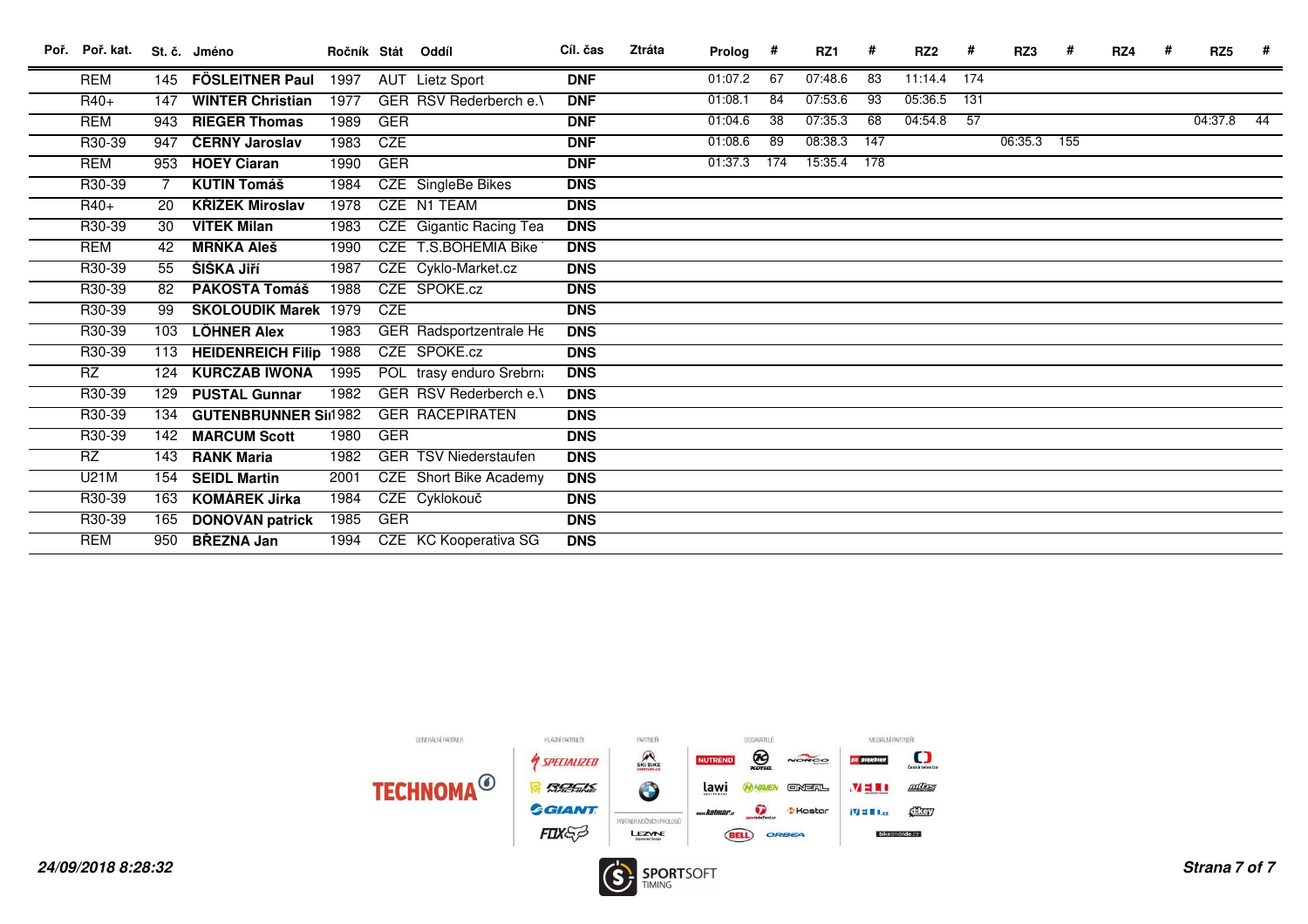| Poř. | Poř. kat. | St. č. | Jméno | Ročník | Stát | Oddíl | Cíl. čas | Ztráta | Prolog | # | RZ1 | # | RZ2 | # | RZ3 | # | RZ4 | # | RZ5 | # |
|---|---|---|---|---|---|---|---|---|---|---|---|---|---|---|---|---|---|---|---|---|
| | REM | 145 | **FÖSLEITNER Paul** | 1997 | AUT | Lietz Sport | **DNF** | | 01:07.2 | 67 | 07:48.6 | 83 | 11:14.4 | 174 | | | | | | |
| | R40+ | 147 | **WINTER Christian** | 1977 | GER | RSV Rederberch e.\ | **DNF** | | 01:08.1 | 84 | 07:53.6 | 93 | 05:36.5 | 131 | | | | | | |
| | REM | 943 | **RIEGER Thomas** | 1989 | GER | | **DNF** | | 01:04.6 | 38 | 07:35.3 | 68 | 04:54.8 | 57 | | | | | 04:37.8 | 44 |
| | R30-39 | 947 | **ČERNÝ Jaroslav** | 1983 | CZE | | **DNF** | | 01:08.6 | 89 | 08:38.3 | 147 | | | 06:35.3 | 155 | | | | |
| | REM | 953 | **HOEY Ciaran** | 1990 | GER | | **DNF** | | 01:37.3 | 174 | 15:35.4 | 178 | | | | | | | | |
| | R30-39 | 7 | **KUTIN Tomáš** | 1984 | CZE | SingleBe Bikes | **DNS** | | | | | | | | | | | | | |
| | R40+ | 20 | **KŘÍŽEK Miroslav** | 1978 | CZE | N1 TEAM | **DNS** | | | | | | | | | | | | | |
| | R30-39 | 30 | **VÍTEK Milan** | 1983 | CZE | Gigantic Racing Tea | **DNS** | | | | | | | | | | | | | |
| | REM | 42 | **MRŇKA Aleš** | 1990 | CZE | T.S.BOHEMIA Bike | **DNS** | | | | | | | | | | | | | |
| | R30-39 | 55 | **ŠIŠKA Jiří** | 1987 | CZE | Cyklo-Market.cz | **DNS** | | | | | | | | | | | | | |
| | R30-39 | 82 | **PAKOSTA Tomáš** | 1988 | CZE | SPOKE.cz | **DNS** | | | | | | | | | | | | | |
| | R30-39 | 99 | **SKOLOUDÍK Marek** | 1979 | CZE | | **DNS** | | | | | | | | | | | | | |
| | R30-39 | 103 | **LÖHNER Alex** | 1983 | GER | Radsportzentrale He | **DNS** | | | | | | | | | | | | | |
| | R30-39 | 113 | **HEIDENREICH Filip** | 1988 | CZE | SPOKE.cz | **DNS** | | | | | | | | | | | | | |
| | RZ | 124 | **KURCZAB IWONA** | 1995 | POL | trasy enduro Srebrn | **DNS** | | | | | | | | | | | | | |
| | R30-39 | 129 | **PUSTAL Gunnar** | 1982 | GER | RSV Rederberch e.\ | **DNS** | | | | | | | | | | | | | |
| | R30-39 | 134 | **GUTENBRUNNER Si** | 1982 | GER | RACEPIRATEN | **DNS** | | | | | | | | | | | | | |
| | R30-39 | 142 | **MARCUM Scott** | 1980 | GER | | **DNS** | | | | | | | | | | | | | |
| | RZ | 143 | **RANK Maria** | 1982 | GER | TSV Niederstaufen | **DNS** | | | | | | | | | | | | | |
| | U21M | 154 | **SEIDL Martin** | 2001 | CZE | Short Bike Academy | **DNS** | | | | | | | | | | | | | |
| | R30-39 | 163 | **KOMÁREK Jirka** | 1984 | CZE | Cyklokouč | **DNS** | | | | | | | | | | | | | |
| | R30-39 | 165 | **DONOVAN patrick** | 1985 | GER | | **DNS** | | | | | | | | | | | | | |
| | REM | 950 | **BŘEZNA Jan** | 1994 | CZE | KC Kooperativa SG | **DNS** | | | | | | | | | | | | | |

*24/09/2018 8:28:32*